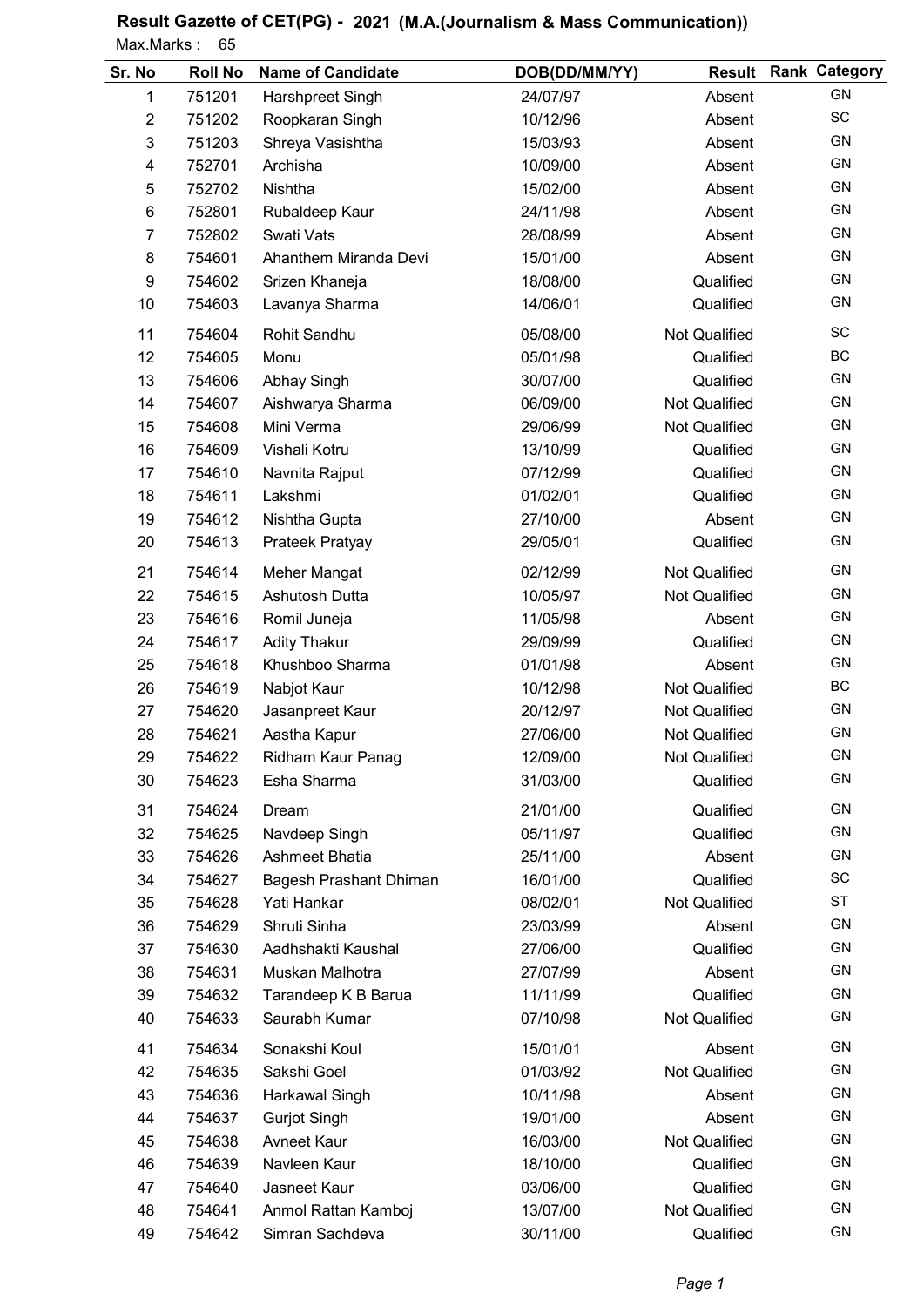## Result Gazette of CET(PG) - 2021 (M.A.(Journalism & Mass Communication))

Max.Marks : 65

| Sr. No | Roll No | Name of Candidate | DOB(DD/MM/YY) | Result | Rank | Category |
|---|---|---|---|---|---|---|
| 1 | 751201 | Harshpreet Singh | 24/07/97 | Absent | | GN |
| 2 | 751202 | Roopkaran Singh | 10/12/96 | Absent | | SC |
| 3 | 751203 | Shreya Vasishtha | 15/03/93 | Absent | | GN |
| 4 | 752701 | Archisha | 10/09/00 | Absent | | GN |
| 5 | 752702 | Nishtha | 15/02/00 | Absent | | GN |
| 6 | 752801 | Rubaldeep Kaur | 24/11/98 | Absent | | GN |
| 7 | 752802 | Swati Vats | 28/08/99 | Absent | | GN |
| 8 | 754601 | Ahanthem Miranda Devi | 15/01/00 | Absent | | GN |
| 9 | 754602 | Srizen Khaneja | 18/08/00 | Qualified | | GN |
| 10 | 754603 | Lavanya Sharma | 14/06/01 | Qualified | | GN |
| 11 | 754604 | Rohit Sandhu | 05/08/00 | Not Qualified | | SC |
| 12 | 754605 | Monu | 05/01/98 | Qualified | | BC |
| 13 | 754606 | Abhay Singh | 30/07/00 | Qualified | | GN |
| 14 | 754607 | Aishwarya Sharma | 06/09/00 | Not Qualified | | GN |
| 15 | 754608 | Mini Verma | 29/06/99 | Not Qualified | | GN |
| 16 | 754609 | Vishali Kotru | 13/10/99 | Qualified | | GN |
| 17 | 754610 | Navnita Rajput | 07/12/99 | Qualified | | GN |
| 18 | 754611 | Lakshmi | 01/02/01 | Qualified | | GN |
| 19 | 754612 | Nishtha Gupta | 27/10/00 | Absent | | GN |
| 20 | 754613 | Prateek Pratyay | 29/05/01 | Qualified | | GN |
| 21 | 754614 | Meher Mangat | 02/12/99 | Not Qualified | | GN |
| 22 | 754615 | Ashutosh Dutta | 10/05/97 | Not Qualified | | GN |
| 23 | 754616 | Romil Juneja | 11/05/98 | Absent | | GN |
| 24 | 754617 | Adity Thakur | 29/09/99 | Qualified | | GN |
| 25 | 754618 | Khushboo Sharma | 01/01/98 | Absent | | GN |
| 26 | 754619 | Nabjot Kaur | 10/12/98 | Not Qualified | | BC |
| 27 | 754620 | Jasanpreet Kaur | 20/12/97 | Not Qualified | | GN |
| 28 | 754621 | Aastha Kapur | 27/06/00 | Not Qualified | | GN |
| 29 | 754622 | Ridham Kaur Panag | 12/09/00 | Not Qualified | | GN |
| 30 | 754623 | Esha Sharma | 31/03/00 | Qualified | | GN |
| 31 | 754624 | Dream | 21/01/00 | Qualified | | GN |
| 32 | 754625 | Navdeep Singh | 05/11/97 | Qualified | | GN |
| 33 | 754626 | Ashmeet Bhatia | 25/11/00 | Absent | | GN |
| 34 | 754627 | Bagesh Prashant Dhiman | 16/01/00 | Qualified | | SC |
| 35 | 754628 | Yati Hankar | 08/02/01 | Not Qualified | | ST |
| 36 | 754629 | Shruti Sinha | 23/03/99 | Absent | | GN |
| 37 | 754630 | Aadhshakti Kaushal | 27/06/00 | Qualified | | GN |
| 38 | 754631 | Muskan Malhotra | 27/07/99 | Absent | | GN |
| 39 | 754632 | Tarandeep K B Barua | 11/11/99 | Qualified | | GN |
| 40 | 754633 | Saurabh Kumar | 07/10/98 | Not Qualified | | GN |
| 41 | 754634 | Sonakshi Koul | 15/01/01 | Absent | | GN |
| 42 | 754635 | Sakshi Goel | 01/03/92 | Not Qualified | | GN |
| 43 | 754636 | Harkawal Singh | 10/11/98 | Absent | | GN |
| 44 | 754637 | Gurjot Singh | 19/01/00 | Absent | | GN |
| 45 | 754638 | Avneet Kaur | 16/03/00 | Not Qualified | | GN |
| 46 | 754639 | Navleen Kaur | 18/10/00 | Qualified | | GN |
| 47 | 754640 | Jasneet Kaur | 03/06/00 | Qualified | | GN |
| 48 | 754641 | Anmol Rattan Kamboj | 13/07/00 | Not Qualified | | GN |
| 49 | 754642 | Simran Sachdeva | 30/11/00 | Qualified | | GN |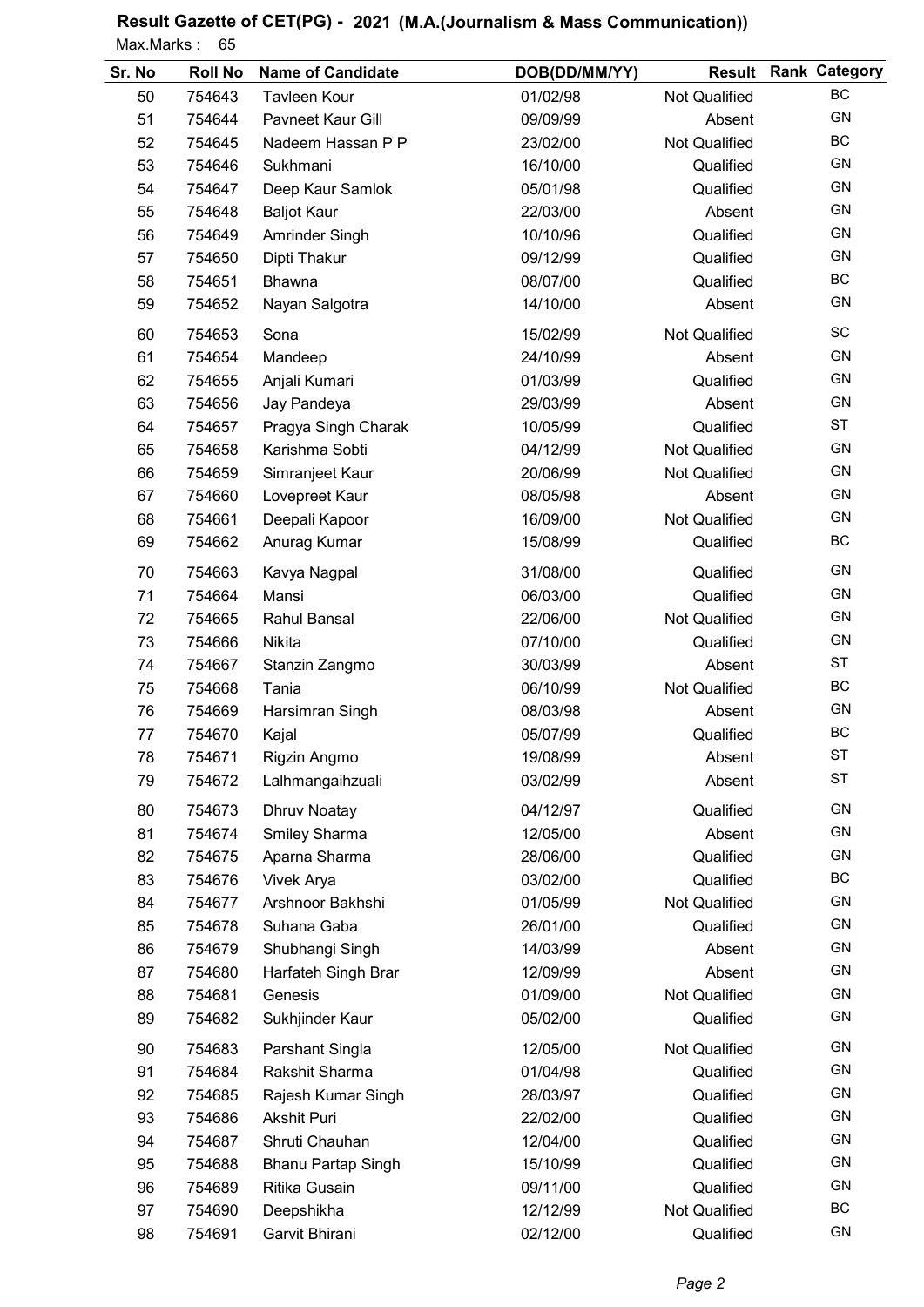## Result Gazette of CET(PG) - 2021 (M.A.(Journalism & Mass Communication))

Max.Marks : 65

| Sr. No | Roll No | Name of Candidate | DOB(DD/MM/YY) | Result | Rank | Category |
|---|---|---|---|---|---|---|
| 50 | 754643 | Tavleen Kour | 01/02/98 | Not Qualified | | BC |
| 51 | 754644 | Pavneet Kaur Gill | 09/09/99 | Absent | | GN |
| 52 | 754645 | Nadeem Hassan P P | 23/02/00 | Not Qualified | | BC |
| 53 | 754646 | Sukhmani | 16/10/00 | Qualified | | GN |
| 54 | 754647 | Deep Kaur Samlok | 05/01/98 | Qualified | | GN |
| 55 | 754648 | Baljot Kaur | 22/03/00 | Absent | | GN |
| 56 | 754649 | Amrinder Singh | 10/10/96 | Qualified | | GN |
| 57 | 754650 | Dipti Thakur | 09/12/99 | Qualified | | GN |
| 58 | 754651 | Bhawna | 08/07/00 | Qualified | | BC |
| 59 | 754652 | Nayan Salgotra | 14/10/00 | Absent | | GN |
| 60 | 754653 | Sona | 15/02/99 | Not Qualified | | SC |
| 61 | 754654 | Mandeep | 24/10/99 | Absent | | GN |
| 62 | 754655 | Anjali Kumari | 01/03/99 | Qualified | | GN |
| 63 | 754656 | Jay Pandeya | 29/03/99 | Absent | | GN |
| 64 | 754657 | Pragya Singh Charak | 10/05/99 | Qualified | | ST |
| 65 | 754658 | Karishma Sobti | 04/12/99 | Not Qualified | | GN |
| 66 | 754659 | Simranjeet Kaur | 20/06/99 | Not Qualified | | GN |
| 67 | 754660 | Lovepreet Kaur | 08/05/98 | Absent | | GN |
| 68 | 754661 | Deepali Kapoor | 16/09/00 | Not Qualified | | GN |
| 69 | 754662 | Anurag Kumar | 15/08/99 | Qualified | | BC |
| 70 | 754663 | Kavya Nagpal | 31/08/00 | Qualified | | GN |
| 71 | 754664 | Mansi | 06/03/00 | Qualified | | GN |
| 72 | 754665 | Rahul Bansal | 22/06/00 | Not Qualified | | GN |
| 73 | 754666 | Nikita | 07/10/00 | Qualified | | GN |
| 74 | 754667 | Stanzin Zangmo | 30/03/99 | Absent | | ST |
| 75 | 754668 | Tania | 06/10/99 | Not Qualified | | BC |
| 76 | 754669 | Harsimran Singh | 08/03/98 | Absent | | GN |
| 77 | 754670 | Kajal | 05/07/99 | Qualified | | BC |
| 78 | 754671 | Rigzin Angmo | 19/08/99 | Absent | | ST |
| 79 | 754672 | Lalhmangaihzuali | 03/02/99 | Absent | | ST |
| 80 | 754673 | Dhruv Noatay | 04/12/97 | Qualified | | GN |
| 81 | 754674 | Smiley Sharma | 12/05/00 | Absent | | GN |
| 82 | 754675 | Aparna Sharma | 28/06/00 | Qualified | | GN |
| 83 | 754676 | Vivek Arya | 03/02/00 | Qualified | | BC |
| 84 | 754677 | Arshnoor Bakhshi | 01/05/99 | Not Qualified | | GN |
| 85 | 754678 | Suhana Gaba | 26/01/00 | Qualified | | GN |
| 86 | 754679 | Shubhangi Singh | 14/03/99 | Absent | | GN |
| 87 | 754680 | Harfateh Singh Brar | 12/09/99 | Absent | | GN |
| 88 | 754681 | Genesis | 01/09/00 | Not Qualified | | GN |
| 89 | 754682 | Sukhjinder Kaur | 05/02/00 | Qualified | | GN |
| 90 | 754683 | Parshant Singla | 12/05/00 | Not Qualified | | GN |
| 91 | 754684 | Rakshit Sharma | 01/04/98 | Qualified | | GN |
| 92 | 754685 | Rajesh Kumar Singh | 28/03/97 | Qualified | | GN |
| 93 | 754686 | Akshit Puri | 22/02/00 | Qualified | | GN |
| 94 | 754687 | Shruti Chauhan | 12/04/00 | Qualified | | GN |
| 95 | 754688 | Bhanu Partap Singh | 15/10/99 | Qualified | | GN |
| 96 | 754689 | Ritika Gusain | 09/11/00 | Qualified | | GN |
| 97 | 754690 | Deepshikha | 12/12/99 | Not Qualified | | BC |
| 98 | 754691 | Garvit Bhirani | 02/12/00 | Qualified | | GN |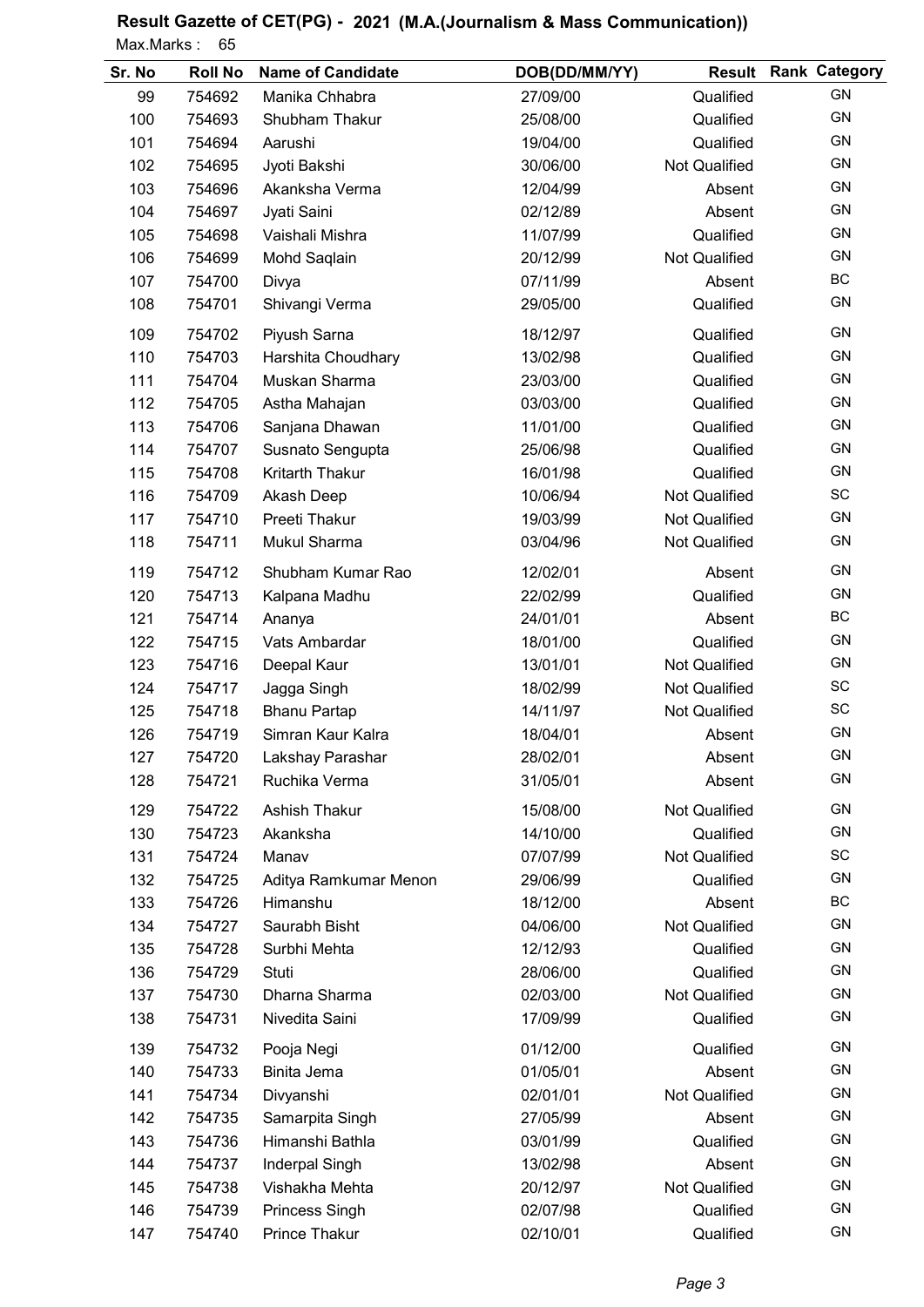# Result Gazette of CET(PG) - 2021 (M.A.(Journalism & Mass Communication))

Max.Marks : 65

| Sr. No | Roll No | Name of Candidate | DOB(DD/MM/YY) | Result | Rank | Category |
|---|---|---|---|---|---|---|
| 99 | 754692 | Manika Chhabra | 27/09/00 | Qualified | | GN |
| 100 | 754693 | Shubham Thakur | 25/08/00 | Qualified | | GN |
| 101 | 754694 | Aarushi | 19/04/00 | Qualified | | GN |
| 102 | 754695 | Jyoti Bakshi | 30/06/00 | Not Qualified | | GN |
| 103 | 754696 | Akanksha Verma | 12/04/99 | Absent | | GN |
| 104 | 754697 | Jyati Saini | 02/12/89 | Absent | | GN |
| 105 | 754698 | Vaishali Mishra | 11/07/99 | Qualified | | GN |
| 106 | 754699 | Mohd Saqlain | 20/12/99 | Not Qualified | | GN |
| 107 | 754700 | Divya | 07/11/99 | Absent | | BC |
| 108 | 754701 | Shivangi Verma | 29/05/00 | Qualified | | GN |
| 109 | 754702 | Piyush Sarna | 18/12/97 | Qualified | | GN |
| 110 | 754703 | Harshita Choudhary | 13/02/98 | Qualified | | GN |
| 111 | 754704 | Muskan Sharma | 23/03/00 | Qualified | | GN |
| 112 | 754705 | Astha Mahajan | 03/03/00 | Qualified | | GN |
| 113 | 754706 | Sanjana Dhawan | 11/01/00 | Qualified | | GN |
| 114 | 754707 | Susnato Sengupta | 25/06/98 | Qualified | | GN |
| 115 | 754708 | Kritarth Thakur | 16/01/98 | Qualified | | GN |
| 116 | 754709 | Akash Deep | 10/06/94 | Not Qualified | | SC |
| 117 | 754710 | Preeti Thakur | 19/03/99 | Not Qualified | | GN |
| 118 | 754711 | Mukul Sharma | 03/04/96 | Not Qualified | | GN |
| 119 | 754712 | Shubham Kumar Rao | 12/02/01 | Absent | | GN |
| 120 | 754713 | Kalpana Madhu | 22/02/99 | Qualified | | GN |
| 121 | 754714 | Ananya | 24/01/01 | Absent | | BC |
| 122 | 754715 | Vats Ambardar | 18/01/00 | Qualified | | GN |
| 123 | 754716 | Deepal Kaur | 13/01/01 | Not Qualified | | GN |
| 124 | 754717 | Jagga Singh | 18/02/99 | Not Qualified | | SC |
| 125 | 754718 | Bhanu Partap | 14/11/97 | Not Qualified | | SC |
| 126 | 754719 | Simran Kaur Kalra | 18/04/01 | Absent | | GN |
| 127 | 754720 | Lakshay Parashar | 28/02/01 | Absent | | GN |
| 128 | 754721 | Ruchika Verma | 31/05/01 | Absent | | GN |
| 129 | 754722 | Ashish Thakur | 15/08/00 | Not Qualified | | GN |
| 130 | 754723 | Akanksha | 14/10/00 | Qualified | | GN |
| 131 | 754724 | Manav | 07/07/99 | Not Qualified | | SC |
| 132 | 754725 | Aditya Ramkumar Menon | 29/06/99 | Qualified | | GN |
| 133 | 754726 | Himanshu | 18/12/00 | Absent | | BC |
| 134 | 754727 | Saurabh Bisht | 04/06/00 | Not Qualified | | GN |
| 135 | 754728 | Surbhi Mehta | 12/12/93 | Qualified | | GN |
| 136 | 754729 | Stuti | 28/06/00 | Qualified | | GN |
| 137 | 754730 | Dharna Sharma | 02/03/00 | Not Qualified | | GN |
| 138 | 754731 | Nivedita Saini | 17/09/99 | Qualified | | GN |
| 139 | 754732 | Pooja Negi | 01/12/00 | Qualified | | GN |
| 140 | 754733 | Binita Jema | 01/05/01 | Absent | | GN |
| 141 | 754734 | Divyanshi | 02/01/01 | Not Qualified | | GN |
| 142 | 754735 | Samarpita Singh | 27/05/99 | Absent | | GN |
| 143 | 754736 | Himanshi Bathla | 03/01/99 | Qualified | | GN |
| 144 | 754737 | Inderpal Singh | 13/02/98 | Absent | | GN |
| 145 | 754738 | Vishakha Mehta | 20/12/97 | Not Qualified | | GN |
| 146 | 754739 | Princess Singh | 02/07/98 | Qualified | | GN |
| 147 | 754740 | Prince Thakur | 02/10/01 | Qualified | | GN |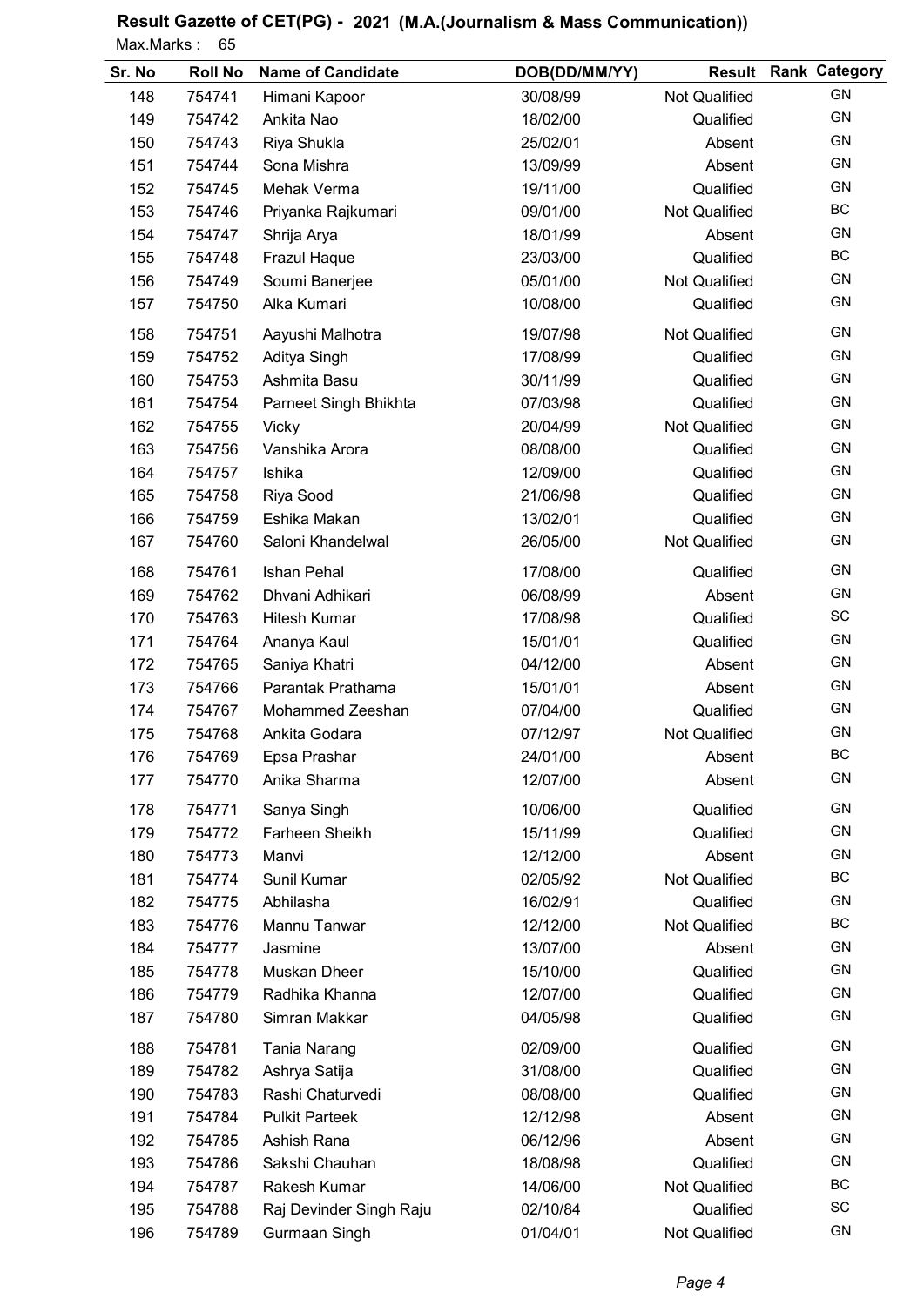## Result Gazette of CET(PG) - 2021 (M.A.(Journalism & Mass Communication))

Max.Marks : 65

| Sr. No | Roll No | Name of Candidate | DOB(DD/MM/YY) | Result | Rank | Category |
|---|---|---|---|---|---|---|
| 148 | 754741 | Himani Kapoor | 30/08/99 | Not Qualified | | GN |
| 149 | 754742 | Ankita Nao | 18/02/00 | Qualified | | GN |
| 150 | 754743 | Riya Shukla | 25/02/01 | Absent | | GN |
| 151 | 754744 | Sona Mishra | 13/09/99 | Absent | | GN |
| 152 | 754745 | Mehak Verma | 19/11/00 | Qualified | | GN |
| 153 | 754746 | Priyanka Rajkumari | 09/01/00 | Not Qualified | | BC |
| 154 | 754747 | Shrija Arya | 18/01/99 | Absent | | GN |
| 155 | 754748 | Frazul Haque | 23/03/00 | Qualified | | BC |
| 156 | 754749 | Soumi Banerjee | 05/01/00 | Not Qualified | | GN |
| 157 | 754750 | Alka Kumari | 10/08/00 | Qualified | | GN |
| 158 | 754751 | Aayushi Malhotra | 19/07/98 | Not Qualified | | GN |
| 159 | 754752 | Aditya Singh | 17/08/99 | Qualified | | GN |
| 160 | 754753 | Ashmita Basu | 30/11/99 | Qualified | | GN |
| 161 | 754754 | Parneet Singh Bhikhta | 07/03/98 | Qualified | | GN |
| 162 | 754755 | Vicky | 20/04/99 | Not Qualified | | GN |
| 163 | 754756 | Vanshika Arora | 08/08/00 | Qualified | | GN |
| 164 | 754757 | Ishika | 12/09/00 | Qualified | | GN |
| 165 | 754758 | Riya Sood | 21/06/98 | Qualified | | GN |
| 166 | 754759 | Eshika Makan | 13/02/01 | Qualified | | GN |
| 167 | 754760 | Saloni Khandelwal | 26/05/00 | Not Qualified | | GN |
| 168 | 754761 | Ishan Pehal | 17/08/00 | Qualified | | GN |
| 169 | 754762 | Dhvani Adhikari | 06/08/99 | Absent | | GN |
| 170 | 754763 | Hitesh Kumar | 17/08/98 | Qualified | | SC |
| 171 | 754764 | Ananya Kaul | 15/01/01 | Qualified | | GN |
| 172 | 754765 | Saniya Khatri | 04/12/00 | Absent | | GN |
| 173 | 754766 | Parantak Prathama | 15/01/01 | Absent | | GN |
| 174 | 754767 | Mohammed Zeeshan | 07/04/00 | Qualified | | GN |
| 175 | 754768 | Ankita Godara | 07/12/97 | Not Qualified | | GN |
| 176 | 754769 | Epsa Prashar | 24/01/00 | Absent | | BC |
| 177 | 754770 | Anika Sharma | 12/07/00 | Absent | | GN |
| 178 | 754771 | Sanya Singh | 10/06/00 | Qualified | | GN |
| 179 | 754772 | Farheen Sheikh | 15/11/99 | Qualified | | GN |
| 180 | 754773 | Manvi | 12/12/00 | Absent | | GN |
| 181 | 754774 | Sunil Kumar | 02/05/92 | Not Qualified | | BC |
| 182 | 754775 | Abhilasha | 16/02/91 | Qualified | | GN |
| 183 | 754776 | Mannu Tanwar | 12/12/00 | Not Qualified | | BC |
| 184 | 754777 | Jasmine | 13/07/00 | Absent | | GN |
| 185 | 754778 | Muskan Dheer | 15/10/00 | Qualified | | GN |
| 186 | 754779 | Radhika Khanna | 12/07/00 | Qualified | | GN |
| 187 | 754780 | Simran Makkar | 04/05/98 | Qualified | | GN |
| 188 | 754781 | Tania Narang | 02/09/00 | Qualified | | GN |
| 189 | 754782 | Ashrya Satija | 31/08/00 | Qualified | | GN |
| 190 | 754783 | Rashi Chaturvedi | 08/08/00 | Qualified | | GN |
| 191 | 754784 | Pulkit Parteek | 12/12/98 | Absent | | GN |
| 192 | 754785 | Ashish Rana | 06/12/96 | Absent | | GN |
| 193 | 754786 | Sakshi Chauhan | 18/08/98 | Qualified | | GN |
| 194 | 754787 | Rakesh Kumar | 14/06/00 | Not Qualified | | BC |
| 195 | 754788 | Raj Devinder Singh Raju | 02/10/84 | Qualified | | SC |
| 196 | 754789 | Gurmaan Singh | 01/04/01 | Not Qualified | | GN |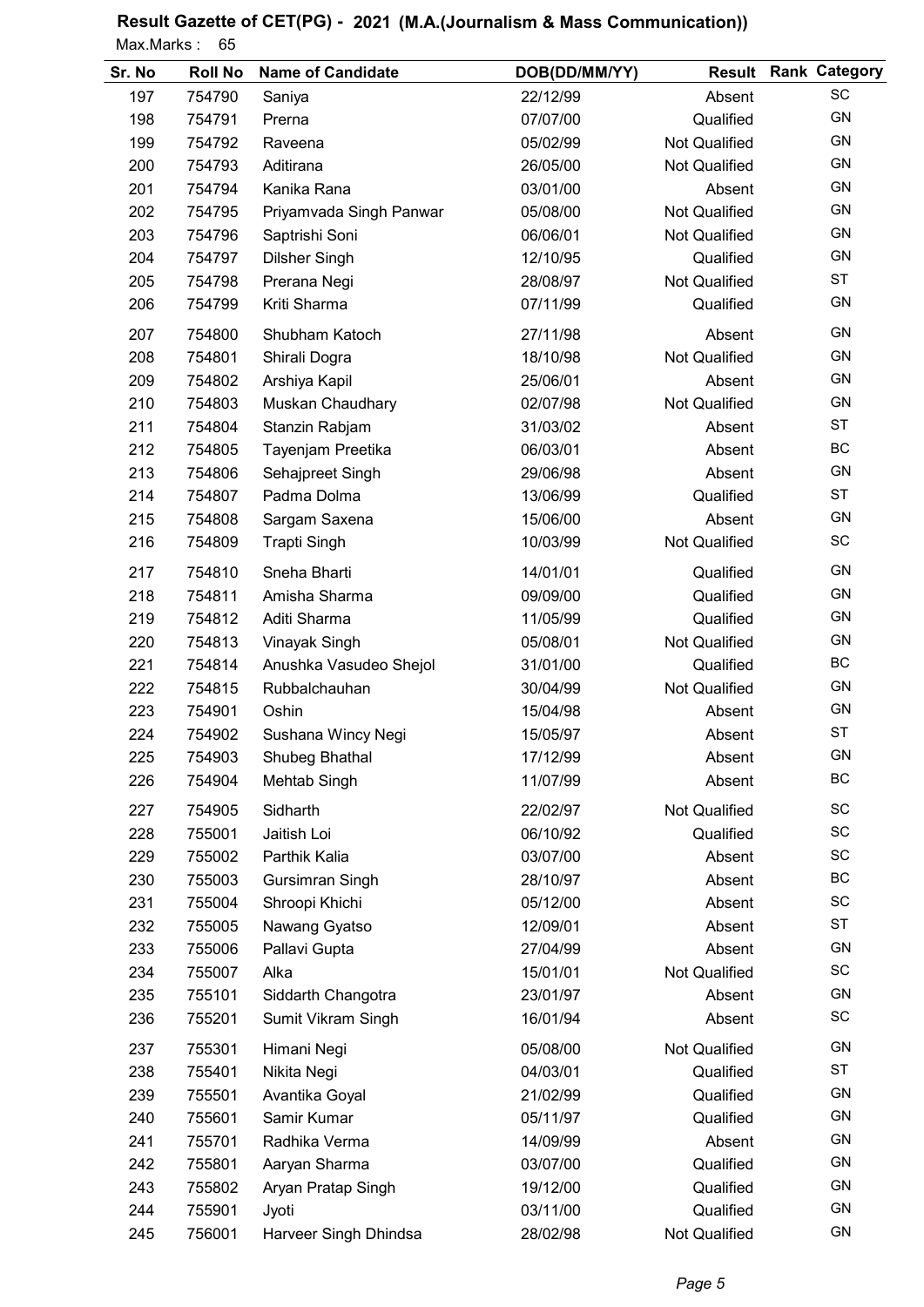# Result Gazette of CET(PG) - 2021 (M.A.(Journalism & Mass Communication))

Max.Marks : 65

| Sr. No | Roll No | Name of Candidate | DOB(DD/MM/YY) | Result | Rank | Category |
|---|---|---|---|---|---|---|
| 197 | 754790 | Saniya | 22/12/99 | Absent | | SC |
| 198 | 754791 | Prerna | 07/07/00 | Qualified | | GN |
| 199 | 754792 | Raveena | 05/02/99 | Not Qualified | | GN |
| 200 | 754793 | Aditirana | 26/05/00 | Not Qualified | | GN |
| 201 | 754794 | Kanika Rana | 03/01/00 | Absent | | GN |
| 202 | 754795 | Priyamvada Singh Panwar | 05/08/00 | Not Qualified | | GN |
| 203 | 754796 | Saptrishi Soni | 06/06/01 | Not Qualified | | GN |
| 204 | 754797 | Dilsher Singh | 12/10/95 | Qualified | | GN |
| 205 | 754798 | Prerana Negi | 28/08/97 | Not Qualified | | ST |
| 206 | 754799 | Kriti Sharma | 07/11/99 | Qualified | | GN |
| 207 | 754800 | Shubham Katoch | 27/11/98 | Absent | | GN |
| 208 | 754801 | Shirali Dogra | 18/10/98 | Not Qualified | | GN |
| 209 | 754802 | Arshiya Kapil | 25/06/01 | Absent | | GN |
| 210 | 754803 | Muskan Chaudhary | 02/07/98 | Not Qualified | | GN |
| 211 | 754804 | Stanzin Rabjam | 31/03/02 | Absent | | ST |
| 212 | 754805 | Tayenjam Preetika | 06/03/01 | Absent | | BC |
| 213 | 754806 | Sehajpreet Singh | 29/06/98 | Absent | | GN |
| 214 | 754807 | Padma Dolma | 13/06/99 | Qualified | | ST |
| 215 | 754808 | Sargam Saxena | 15/06/00 | Absent | | GN |
| 216 | 754809 | Trapti Singh | 10/03/99 | Not Qualified | | SC |
| 217 | 754810 | Sneha Bharti | 14/01/01 | Qualified | | GN |
| 218 | 754811 | Amisha Sharma | 09/09/00 | Qualified | | GN |
| 219 | 754812 | Aditi Sharma | 11/05/99 | Qualified | | GN |
| 220 | 754813 | Vinayak Singh | 05/08/01 | Not Qualified | | GN |
| 221 | 754814 | Anushka Vasudeo Shejol | 31/01/00 | Qualified | | BC |
| 222 | 754815 | Rubbalchauhan | 30/04/99 | Not Qualified | | GN |
| 223 | 754901 | Oshin | 15/04/98 | Absent | | GN |
| 224 | 754902 | Sushana Wincy Negi | 15/05/97 | Absent | | ST |
| 225 | 754903 | Shubeg Bhathal | 17/12/99 | Absent | | GN |
| 226 | 754904 | Mehtab Singh | 11/07/99 | Absent | | BC |
| 227 | 754905 | Sidharth | 22/02/97 | Not Qualified | | SC |
| 228 | 755001 | Jaitish Loi | 06/10/92 | Qualified | | SC |
| 229 | 755002 | Parthik Kalia | 03/07/00 | Absent | | SC |
| 230 | 755003 | Gursimran Singh | 28/10/97 | Absent | | BC |
| 231 | 755004 | Shroopi Khichi | 05/12/00 | Absent | | SC |
| 232 | 755005 | Nawang Gyatso | 12/09/01 | Absent | | ST |
| 233 | 755006 | Pallavi Gupta | 27/04/99 | Absent | | GN |
| 234 | 755007 | Alka | 15/01/01 | Not Qualified | | SC |
| 235 | 755101 | Siddarth Changotra | 23/01/97 | Absent | | GN |
| 236 | 755201 | Sumit Vikram Singh | 16/01/94 | Absent | | SC |
| 237 | 755301 | Himani Negi | 05/08/00 | Not Qualified | | GN |
| 238 | 755401 | Nikita Negi | 04/03/01 | Qualified | | ST |
| 239 | 755501 | Avantika Goyal | 21/02/99 | Qualified | | GN |
| 240 | 755601 | Samir Kumar | 05/11/97 | Qualified | | GN |
| 241 | 755701 | Radhika Verma | 14/09/99 | Absent | | GN |
| 242 | 755801 | Aaryan Sharma | 03/07/00 | Qualified | | GN |
| 243 | 755802 | Aryan Pratap Singh | 19/12/00 | Qualified | | GN |
| 244 | 755901 | Jyoti | 03/11/00 | Qualified | | GN |
| 245 | 756001 | Harveer Singh Dhindsa | 28/02/98 | Not Qualified | | GN |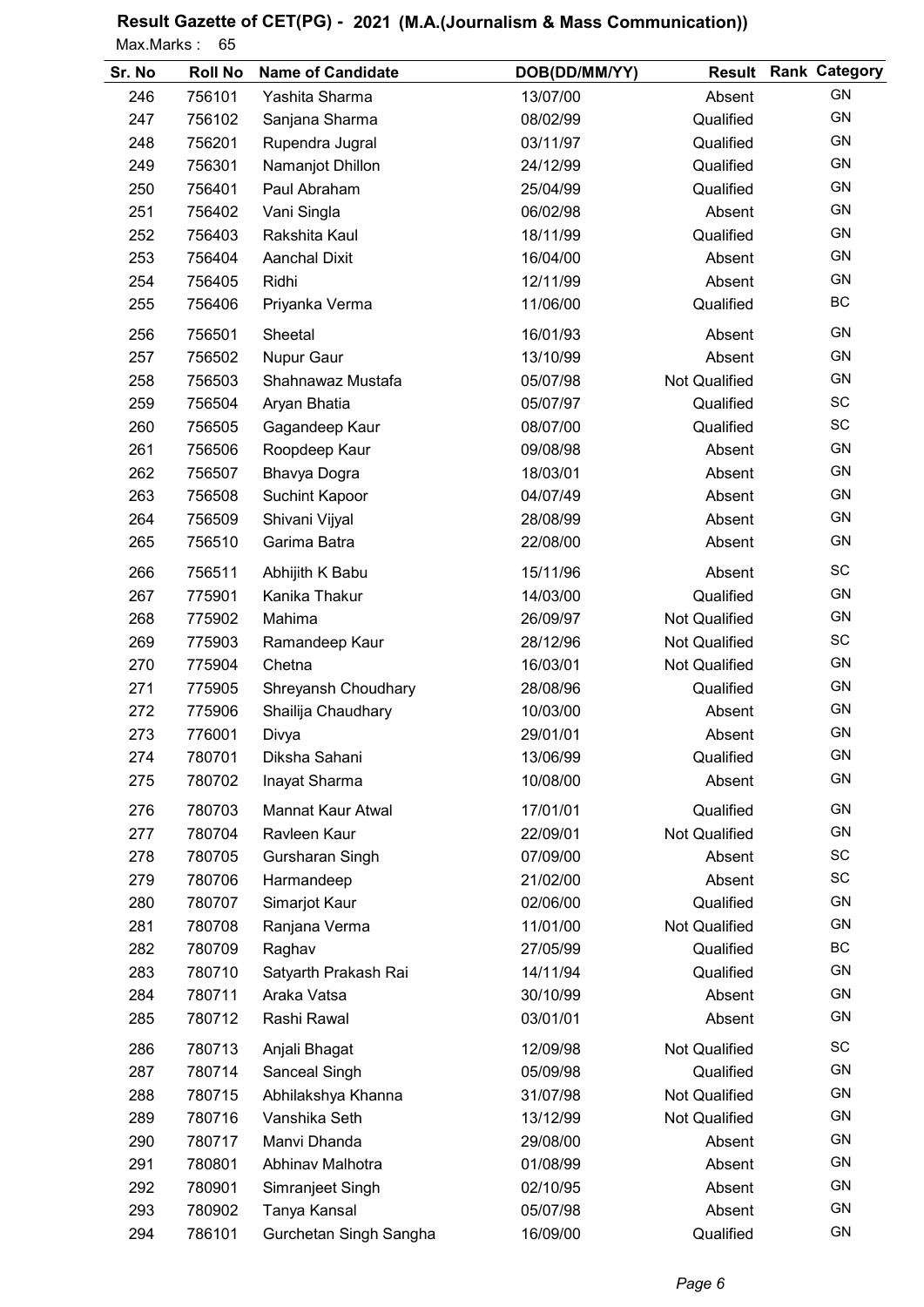## Result Gazette of CET(PG) - 2021 (M.A.(Journalism & Mass Communication))

Max.Marks : 65

| Sr. No | Roll No | Name of Candidate | DOB(DD/MM/YY) | Result | Rank | Category |
|---|---|---|---|---|---|---|
| 246 | 756101 | Yashita Sharma | 13/07/00 | Absent | | GN |
| 247 | 756102 | Sanjana Sharma | 08/02/99 | Qualified | | GN |
| 248 | 756201 | Rupendra Jugral | 03/11/97 | Qualified | | GN |
| 249 | 756301 | Namanjot Dhillon | 24/12/99 | Qualified | | GN |
| 250 | 756401 | Paul Abraham | 25/04/99 | Qualified | | GN |
| 251 | 756402 | Vani Singla | 06/02/98 | Absent | | GN |
| 252 | 756403 | Rakshita Kaul | 18/11/99 | Qualified | | GN |
| 253 | 756404 | Aanchal Dixit | 16/04/00 | Absent | | GN |
| 254 | 756405 | Ridhi | 12/11/99 | Absent | | GN |
| 255 | 756406 | Priyanka Verma | 11/06/00 | Qualified | | BC |
| 256 | 756501 | Sheetal | 16/01/93 | Absent | | GN |
| 257 | 756502 | Nupur Gaur | 13/10/99 | Absent | | GN |
| 258 | 756503 | Shahnawaz Mustafa | 05/07/98 | Not Qualified | | GN |
| 259 | 756504 | Aryan Bhatia | 05/07/97 | Qualified | | SC |
| 260 | 756505 | Gagandeep Kaur | 08/07/00 | Qualified | | SC |
| 261 | 756506 | Roopdeep Kaur | 09/08/98 | Absent | | GN |
| 262 | 756507 | Bhavya Dogra | 18/03/01 | Absent | | GN |
| 263 | 756508 | Suchint Kapoor | 04/07/49 | Absent | | GN |
| 264 | 756509 | Shivani Vijyal | 28/08/99 | Absent | | GN |
| 265 | 756510 | Garima Batra | 22/08/00 | Absent | | GN |
| 266 | 756511 | Abhijith K Babu | 15/11/96 | Absent | | SC |
| 267 | 775901 | Kanika Thakur | 14/03/00 | Qualified | | GN |
| 268 | 775902 | Mahima | 26/09/97 | Not Qualified | | GN |
| 269 | 775903 | Ramandeep Kaur | 28/12/96 | Not Qualified | | SC |
| 270 | 775904 | Chetna | 16/03/01 | Not Qualified | | GN |
| 271 | 775905 | Shreyansh Choudhary | 28/08/96 | Qualified | | GN |
| 272 | 775906 | Shailija Chaudhary | 10/03/00 | Absent | | GN |
| 273 | 776001 | Divya | 29/01/01 | Absent | | GN |
| 274 | 780701 | Diksha Sahani | 13/06/99 | Qualified | | GN |
| 275 | 780702 | Inayat Sharma | 10/08/00 | Absent | | GN |
| 276 | 780703 | Mannat Kaur Atwal | 17/01/01 | Qualified | | GN |
| 277 | 780704 | Ravleen Kaur | 22/09/01 | Not Qualified | | GN |
| 278 | 780705 | Gursharan Singh | 07/09/00 | Absent | | SC |
| 279 | 780706 | Harmandeep | 21/02/00 | Absent | | SC |
| 280 | 780707 | Simarjot Kaur | 02/06/00 | Qualified | | GN |
| 281 | 780708 | Ranjana Verma | 11/01/00 | Not Qualified | | GN |
| 282 | 780709 | Raghav | 27/05/99 | Qualified | | BC |
| 283 | 780710 | Satyarth Prakash Rai | 14/11/94 | Qualified | | GN |
| 284 | 780711 | Araka Vatsa | 30/10/99 | Absent | | GN |
| 285 | 780712 | Rashi Rawal | 03/01/01 | Absent | | GN |
| 286 | 780713 | Anjali Bhagat | 12/09/98 | Not Qualified | | SC |
| 287 | 780714 | Sanceal Singh | 05/09/98 | Qualified | | GN |
| 288 | 780715 | Abhilakshya Khanna | 31/07/98 | Not Qualified | | GN |
| 289 | 780716 | Vanshika Seth | 13/12/99 | Not Qualified | | GN |
| 290 | 780717 | Manvi Dhanda | 29/08/00 | Absent | | GN |
| 291 | 780801 | Abhinav Malhotra | 01/08/99 | Absent | | GN |
| 292 | 780901 | Simranjeet Singh | 02/10/95 | Absent | | GN |
| 293 | 780902 | Tanya Kansal | 05/07/98 | Absent | | GN |
| 294 | 786101 | Gurchetan Singh Sangha | 16/09/00 | Qualified | | GN |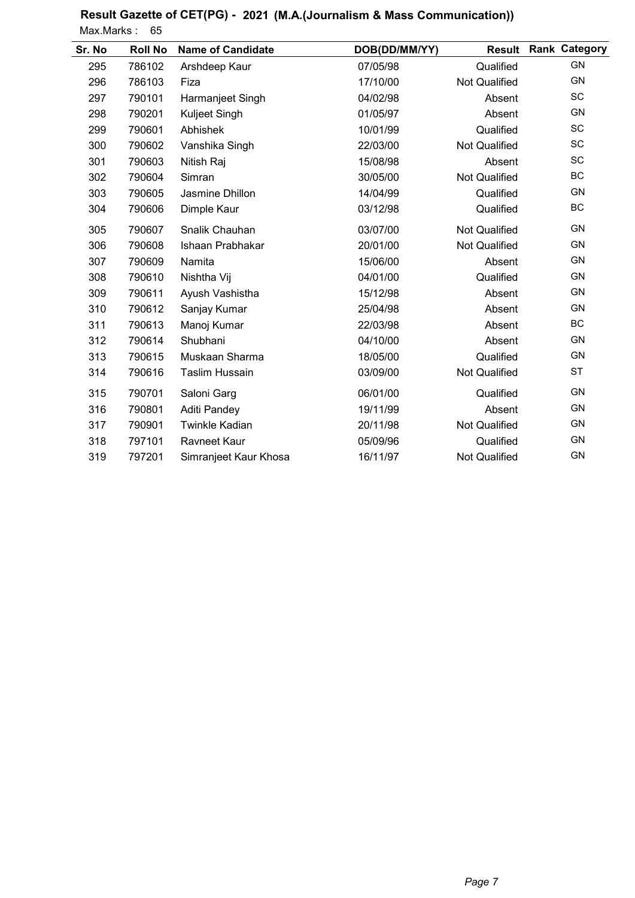## Result Gazette of CET(PG) - 2021 (M.A.(Journalism & Mass Communication))

Max.Marks : 65

| Sr. No | Roll No | Name of Candidate | DOB(DD/MM/YY) | Result | Rank | Category |
|---|---|---|---|---|---|---|
| 295 | 786102 | Arshdeep Kaur | 07/05/98 | Qualified | | GN |
| 296 | 786103 | Fiza | 17/10/00 | Not Qualified | | GN |
| 297 | 790101 | Harmanjeet Singh | 04/02/98 | Absent | | SC |
| 298 | 790201 | Kuljeet Singh | 01/05/97 | Absent | | GN |
| 299 | 790601 | Abhishek | 10/01/99 | Qualified | | SC |
| 300 | 790602 | Vanshika Singh | 22/03/00 | Not Qualified | | SC |
| 301 | 790603 | Nitish Raj | 15/08/98 | Absent | | SC |
| 302 | 790604 | Simran | 30/05/00 | Not Qualified | | BC |
| 303 | 790605 | Jasmine Dhillon | 14/04/99 | Qualified | | GN |
| 304 | 790606 | Dimple Kaur | 03/12/98 | Qualified | | BC |
| 305 | 790607 | Snalik Chauhan | 03/07/00 | Not Qualified | | GN |
| 306 | 790608 | Ishaan Prabhakar | 20/01/00 | Not Qualified | | GN |
| 307 | 790609 | Namita | 15/06/00 | Absent | | GN |
| 308 | 790610 | Nishtha Vij | 04/01/00 | Qualified | | GN |
| 309 | 790611 | Ayush Vashistha | 15/12/98 | Absent | | GN |
| 310 | 790612 | Sanjay Kumar | 25/04/98 | Absent | | GN |
| 311 | 790613 | Manoj Kumar | 22/03/98 | Absent | | BC |
| 312 | 790614 | Shubhani | 04/10/00 | Absent | | GN |
| 313 | 790615 | Muskaan Sharma | 18/05/00 | Qualified | | GN |
| 314 | 790616 | Taslim Hussain | 03/09/00 | Not Qualified | | ST |
| 315 | 790701 | Saloni Garg | 06/01/00 | Qualified | | GN |
| 316 | 790801 | Aditi Pandey | 19/11/99 | Absent | | GN |
| 317 | 790901 | Twinkle Kadian | 20/11/98 | Not Qualified | | GN |
| 318 | 797101 | Ravneet Kaur | 05/09/96 | Qualified | | GN |
| 319 | 797201 | Simranjeet Kaur Khosa | 16/11/97 | Not Qualified | | GN |